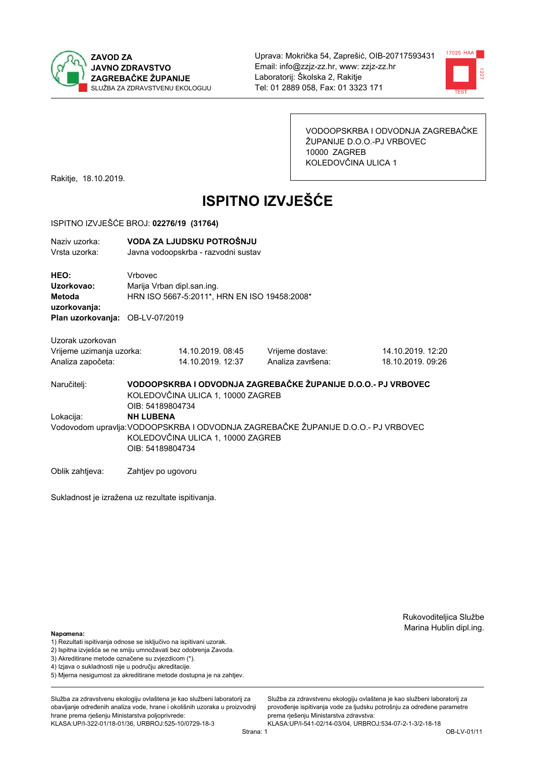**ZAVOD ZA JAVNO ZDRAVSTVO ZAGREBAČKE ŽUPANIJE**
SLUŽBA ZA ZDRAVSTVENU EKOLOGIJU

Uprava: Mokrička 54, Zaprešić, OIB-20717593431
Email: info@zzjz-zz.hr, www: zzjz-zz.hr
Laboratorij: Školska 2, Rakitje
Tel: 01 2889 058, Fax: 01 3323 171

VODOOPSKRBA I ODVODNJA ZAGREBAČKE ŽUPANIJE D.O.O.-PJ VRBOVEC
10000 ZAGREB
KOLEDOVČINA ULICA 1

Rakitje, 18.10.2019.

# ISPITNO IZVJEŠĆE

ISPITNO IZVJEŠĆE BROJ: **02276/19 (31764)**

Naziv uzorka: **VODA ZA LJUDSKU POTROŠNJU**
Vrsta uzorka: Javna vodoopskrba - razvodni sustav

**HEO:** Vrbovec
**Uzorkovao:** Marija Vrban dipl.san.ing.
**Metoda uzorkovanja:** HRN ISO 5667-5:2011*, HRN EN ISO 19458:2008*
**Plan uzorkovanja:** OB-LV-07/2019

Uzorak uzorkovan

| | | | |
|---|---|---|---|
| Vrijeme uzimanja uzorka: | 14.10.2019. 08:45 | Vrijeme dostave: | 14.10.2019. 12:20 |
| Analiza započeta: | 14.10.2019. 12:37 | Analiza završena: | 18.10.2019. 09:26 |

Naručitelj: **VODOOPSKRBA I ODVODNJA ZAGREBAČKE ŽUPANIJE D.O.O.- PJ VRBOVEC**
KOLEDOVČINA ULICA 1, 10000 ZAGREB
OIB: 54189804734

Lokacija: **NH LUBENA**

Vodovodom upravlja: VODOOPSKRBA I ODVODNJA ZAGREBAČKE ŽUPANIJE D.O.O.- PJ VRBOVEC
KOLEDOVČINA ULICA 1, 10000 ZAGREB
OIB: 54189804734

Oblik zahtjeva: Zahtjev po ugovoru

Sukladnost je izražena uz rezultate ispitivanja.

Rukovoditeljica Službe
Marina Hublin dipl.ing.

**Napomena:**
1) Rezultati ispitivanja odnose se isključivo na ispitivani uzorak.
2) Ispitna izvješća se ne smiju umnožavati bez odobrenja Zavoda.
3) Akreditirane metode označene su zvjezdicom (*).
4) Izjava o sukladnosti nije u području akreditacije.
5) Mjerna nesigurnost za akreditirane metode dostupna je na zahtjev.

Služba za zdravstvenu ekologiju ovlaštena je kao službeni laboratorij za obavljanje određenih analiza vode, hrane i okolišnih uzoraka u proizvodnji hrane prema rješenju Ministarstva poljoprivrede:
KLASA:UP/I-322-01/18-01/36, URBROJ:525-10/0729-18-3

Služba za zdravstvenu ekologiju ovlaštena je kao službeni laboratorij za provođenje ispitivanja vode za ljudsku potrošnju za određene parametre prema rješenju Ministarstva zdravstva:
KLASA:UP/I-541-02/14-03/04, URBROJ:534-07-2-1-3/2-18-18

OB-LV-01/11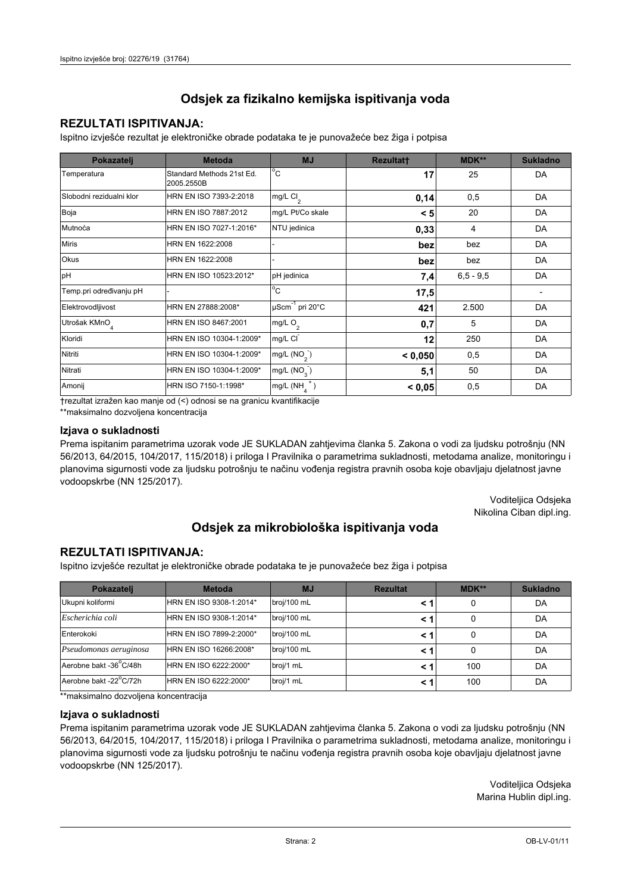# Odsjek za fizikalno kemijska ispitivanja voda

## REZULTATI ISPITIVANJA:

Ispitno izvješće rezultat je elektroničke obrade podataka te je punovažeće bez žiga i potpisa

| Pokazatelj | Metoda | MJ | Rezultat† | MDK** | Sukladno |
|---|---|---|---|---|---|
| Temperatura | Standard Methods 21st Ed. 2005.2550B | °C | **17** | 25 | DA |
| Slobodni rezidualni klor | HRN EN ISO 7393-2:2018 | mg/L $Cl_2$ | **0,14** | 0,5 | DA |
| Boja | HRN EN ISO 7887:2012 | mg/L Pt/Co skale | **< 5** | 20 | DA |
| Mutnoća | HRN EN ISO 7027-1:2016* | NTU jedinica | **0,33** | 4 | DA |
| Miris | HRN EN 1622:2008 | - | **bez** | bez | DA |
| Okus | HRN EN 1622:2008 | - | **bez** | bez | DA |
| pH | HRN EN ISO 10523:2012* | pH jedinica | **7,4** | 6,5 - 9,5 | DA |
| Temp.pri određivanju pH | - | °C | **17,5** | | - |
| Elektrovodljivost | HRN EN 27888:2008* | $\mu Scm^{-1}$ pri 20°C | **421** | 2.500 | DA |
| Utrošak $KMnO_4$ | HRN EN ISO 8467:2001 | mg/L $O_2$ | **0,7** | 5 | DA |
| Kloridi | HRN EN ISO 10304-1:2009* | mg/L $Cl^-$ | **12** | 250 | DA |
| Nitriti | HRN EN ISO 10304-1:2009* | mg/L ($NO_2^-$) | **< 0,050** | 0,5 | DA |
| Nitrati | HRN EN ISO 10304-1:2009* | mg/L ($NO_3^-$) | **5,1** | 50 | DA |
| Amonij | HRN ISO 7150-1:1998* | mg/L ($NH_4^+$) | **< 0,05** | 0,5 | DA |

†rezultat izražen kao manje od (<) odnosi se na granicu kvantifikacije

**maksimalno dozvoljena koncentracija

### Izjava o sukladnosti

Prema ispitanim parametrima uzorak vode JE SUKLADAN zahtjevima članka 5. Zakona o vodi za ljudsku potrošnju (NN 56/2013, 64/2015, 104/2017, 115/2018) i priloga I Pravilnika o parametrima sukladnosti, metodama analize, monitoringu i planovima sigurnosti vode za ljudsku potrošnju te načinu vođenja registra pravnih osoba koje obavljaju djelatnost javne vodoopskrbe (NN 125/2017).

Voditeljica Odsjeka
Nikolina Ciban dipl.ing.

# Odsjek za mikrobiološka ispitivanja voda

## REZULTATI ISPITIVANJA:

Ispitno izvješće rezultat je elektroničke obrade podataka te je punovažeće bez žiga i potpisa

| Pokazatelj | Metoda | MJ | Rezultat | MDK** | Sukladno |
|---|---|---|---|---|---|
| Ukupni koliformi | HRN EN ISO 9308-1:2014* | broj/100 mL | **< 1** | 0 | DA |
| *Escherichia coli* | HRN EN ISO 9308-1:2014* | broj/100 mL | **< 1** | 0 | DA |
| Enterokoki | HRN EN ISO 7899-2:2000* | broj/100 mL | **< 1** | 0 | DA |
| *Pseudomonas aeruginosa* | HRN EN ISO 16266:2008* | broj/100 mL | **< 1** | 0 | DA |
| Aerobne bakt -36°C/48h | HRN EN ISO 6222:2000* | broj/1 mL | **< 1** | 100 | DA |
| Aerobne bakt -22°C/72h | HRN EN ISO 6222:2000* | broj/1 mL | **< 1** | 100 | DA |

**maksimalno dozvoljena koncentracija

### Izjava o sukladnosti

Prema ispitanim parametrima uzorak vode JE SUKLADAN zahtjevima članka 5. Zakona o vodi za ljudsku potrošnju (NN 56/2013, 64/2015, 104/2017, 115/2018) i priloga I Pravilnika o parametrima sukladnosti, metodama analize, monitoringu i planovima sigurnosti vode za ljudsku potrošnju te načinu vođenja registra pravnih osoba koje obavljaju djelatnost javne vodoopskrbe (NN 125/2017).

Voditeljica Odsjeka
Marina Hublin dipl.ing.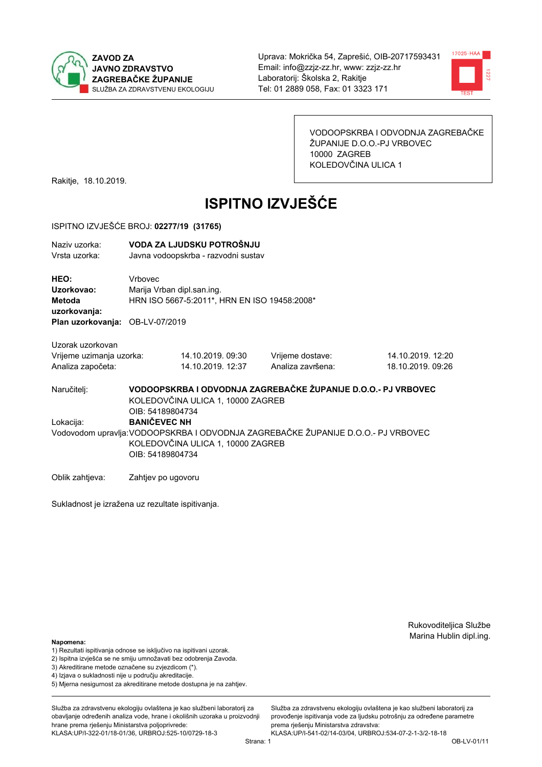**ZAVOD ZA JAVNO ZDRAVSTVO ZAGREBAČKE ŽUPANIJE**
SLUŽBA ZA ZDRAVSTVENU EKOLOGIJU

Uprava: Mokrička 54, Zaprešić, OIB-20717593431
Email: info@zzjz-zz.hr, www: zzjz-zz.hr
Laboratorij: Školska 2, Rakitje
Tel: 01 2889 058, Fax: 01 3323 171

VODOOPSKRBA I ODVODNJA ZAGREBAČKE ŽUPANIJE D.O.O.-PJ VRBOVEC
10000 ZAGREB
KOLEDOVČINA ULICA 1

Rakitje, 18.10.2019.

# ISPITNO IZVJEŠĆE

ISPITNO IZVJEŠĆE BROJ: **02277/19 (31765)**

Naziv uzorka: **VODA ZA LJUDSKU POTROŠNJU**
Vrsta uzorka: Javna vodoopskrba - razvodni sustav

**HEO:** Vrbovec
**Uzorkovao:** Marija Vrban dipl.san.ing.
**Metoda uzorkovanja:** HRN ISO 5667-5:2011*, HRN EN ISO 19458:2008*
**Plan uzorkovanja:** OB-LV-07/2019

Uzorak uzorkovan

| | | | |
|---|---|---|---|
| Vrijeme uzimanja uzorka: | 14.10.2019. 09:30 | Vrijeme dostave: | 14.10.2019. 12:20 |
| Analiza započeta: | 14.10.2019. 12:37 | Analiza završena: | 18.10.2019. 09:26 |

Naručitelj: **VODOOPSKRBA I ODVODNJA ZAGREBAČKE ŽUPANIJE D.O.O.- PJ VRBOVEC**
KOLEDOVČINA ULICA 1, 10000 ZAGREB
OIB: 54189804734

Lokacija: **BANIČEVEC NH**

Vodovodom upravlja: VODOOPSKRBA I ODVODNJA ZAGREBAČKE ŽUPANIJE D.O.O.- PJ VRBOVEC
KOLEDOVČINA ULICA 1, 10000 ZAGREB
OIB: 54189804734

Oblik zahtjeva: Zahtjev po ugovoru

Sukladnost je izražena uz rezultate ispitivanja.

Rukovoditeljica Službe
Marina Hublin dipl.ing.

**Napomena:**
1) Rezultati ispitivanja odnose se isključivo na ispitivani uzorak.
2) Ispitna izvješća se ne smiju umnožavati bez odobrenja Zavoda.
3) Akreditirane metode označene su zvjezdicom (*).
4) Izjava o sukladnosti nije u području akreditacije.
5) Mjerna nesigurnost za akreditirane metode dostupna je na zahtjev.

Služba za zdravstvenu ekologiju ovlaštena je kao službeni laboratorij za obavljanje određenih analiza vode, hrane i okolišnih uzoraka u proizvodnji hrane prema rješenju Ministarstva poljoprivrede:
KLASA:UP/I-322-01/18-01/36, URBROJ:525-10/0729-18-3

Služba za zdravstvenu ekologiju ovlaštena je kao službeni laboratorij za provođenje ispitivanja vode za ljudsku potrošnju za određene parametre prema rješenju Ministarstva zdravstva:
KLASA:UP/I-541-02/14-03/04, URBROJ:534-07-2-1-3/2-18-18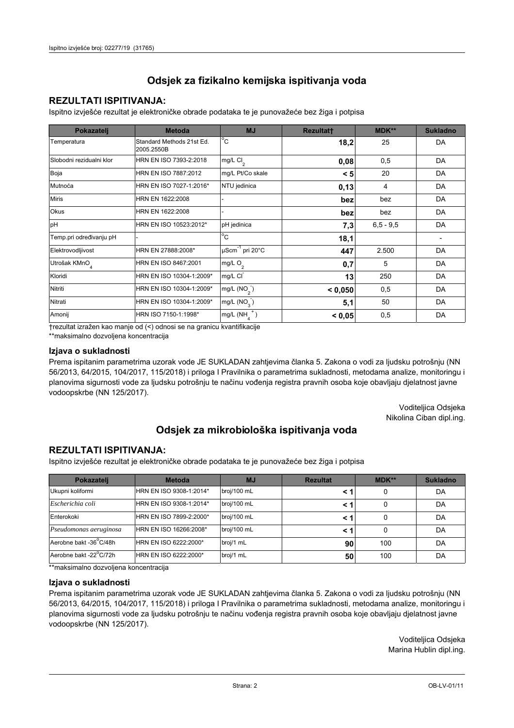## Odsjek za fizikalno kemijska ispitivanja voda

### REZULTATI ISPITIVANJA:

Ispitno izvješće rezultat je elektroničke obrade podataka te je punovažeće bez žiga i potpisa

| Pokazatelj | Metoda | MJ | Rezultat† | MDK** | Sukladno |
|---|---|---|---|---|---|
| Temperatura | Standard Methods 21st Ed. 2005.2550B | °C | **18,2** | 25 | DA |
| Slobodni rezidualni klor | HRN EN ISO 7393-2:2018 | mg/L $Cl_2$ | **0,08** | 0,5 | DA |
| Boja | HRN EN ISO 7887:2012 | mg/L Pt/Co skale | **< 5** | 20 | DA |
| Mutnoća | HRN EN ISO 7027-1:2016* | NTU jedinica | **0,13** | 4 | DA |
| Miris | HRN EN 1622:2008 | - | **bez** | bez | DA |
| Okus | HRN EN 1622:2008 | - | **bez** | bez | DA |
| pH | HRN EN ISO 10523:2012* | pH jedinica | **7,3** | 6,5 - 9,5 | DA |
| Temp.pri određivanju pH | - | °C | **18,1** | | - |
| Elektrovodljivost | HRN EN 27888:2008* | $\mu Scm^{-1}$ pri 20°C | **447** | 2.500 | DA |
| Utrošak $KMnO_4$ | HRN EN ISO 8467:2001 | mg/L $O_2$ | **0,7** | 5 | DA |
| Kloridi | HRN EN ISO 10304-1:2009* | mg/L $Cl^-$ | **13** | 250 | DA |
| Nitriti | HRN EN ISO 10304-1:2009* | mg/L ($NO_2^-$) | **< 0,050** | 0,5 | DA |
| Nitrati | HRN EN ISO 10304-1:2009* | mg/L ($NO_3^-$) | **5,1** | 50 | DA |
| Amonij | HRN ISO 7150-1:1998* | mg/L ($NH_4^+$) | **< 0,05** | 0,5 | DA |

†rezultat izražen kao manje od (<) odnosi se na granicu kvantifikacije

**maksimalno dozvoljena koncentracija

### Izjava o sukladnosti

Prema ispitanim parametrima uzorak vode JE SUKLADAN zahtjevima članka 5. Zakona o vodi za ljudsku potrošnju (NN 56/2013, 64/2015, 104/2017, 115/2018) i priloga I Pravilnika o parametrima sukladnosti, metodama analize, monitoringu i planovima sigurnosti vode za ljudsku potrošnju te načinu vođenja registra pravnih osoba koje obavljaju djelatnost javne vodoopskrbe (NN 125/2017).

Voditeljica Odsjeka
Nikolina Ciban dipl.ing.

## Odsjek za mikrobiološka ispitivanja voda

### REZULTATI ISPITIVANJA:

Ispitno izvješće rezultat je elektroničke obrade podataka te je punovažeće bez žiga i potpisa

| Pokazatelj | Metoda | MJ | Rezultat | MDK** | Sukladno |
|---|---|---|---|---|---|
| Ukupni koliformi | HRN EN ISO 9308-1:2014* | broj/100 mL | **< 1** | 0 | DA |
| *Escherichia coli* | HRN EN ISO 9308-1:2014* | broj/100 mL | **< 1** | 0 | DA |
| Enterokoki | HRN EN ISO 7899-2:2000* | broj/100 mL | **< 1** | 0 | DA |
| *Pseudomonas aeruginosa* | HRN EN ISO 16266:2008* | broj/100 mL | **< 1** | 0 | DA |
| Aerobne bakt -36°C/48h | HRN EN ISO 6222:2000* | broj/1 mL | **90** | 100 | DA |
| Aerobne bakt -22°C/72h | HRN EN ISO 6222:2000* | broj/1 mL | **50** | 100 | DA |

**maksimalno dozvoljena koncentracija

### Izjava o sukladnosti

Prema ispitanim parametrima uzorak vode JE SUKLADAN zahtjevima članka 5. Zakona o vodi za ljudsku potrošnju (NN 56/2013, 64/2015, 104/2017, 115/2018) i priloga I Pravilnika o parametrima sukladnosti, metodama analize, monitoringu i planovima sigurnosti vode za ljudsku potrošnju te načinu vođenja registra pravnih osoba koje obavljaju djelatnost javne vodoopskrbe (NN 125/2017).

Voditeljica Odsjeka
Marina Hublin dipl.ing.